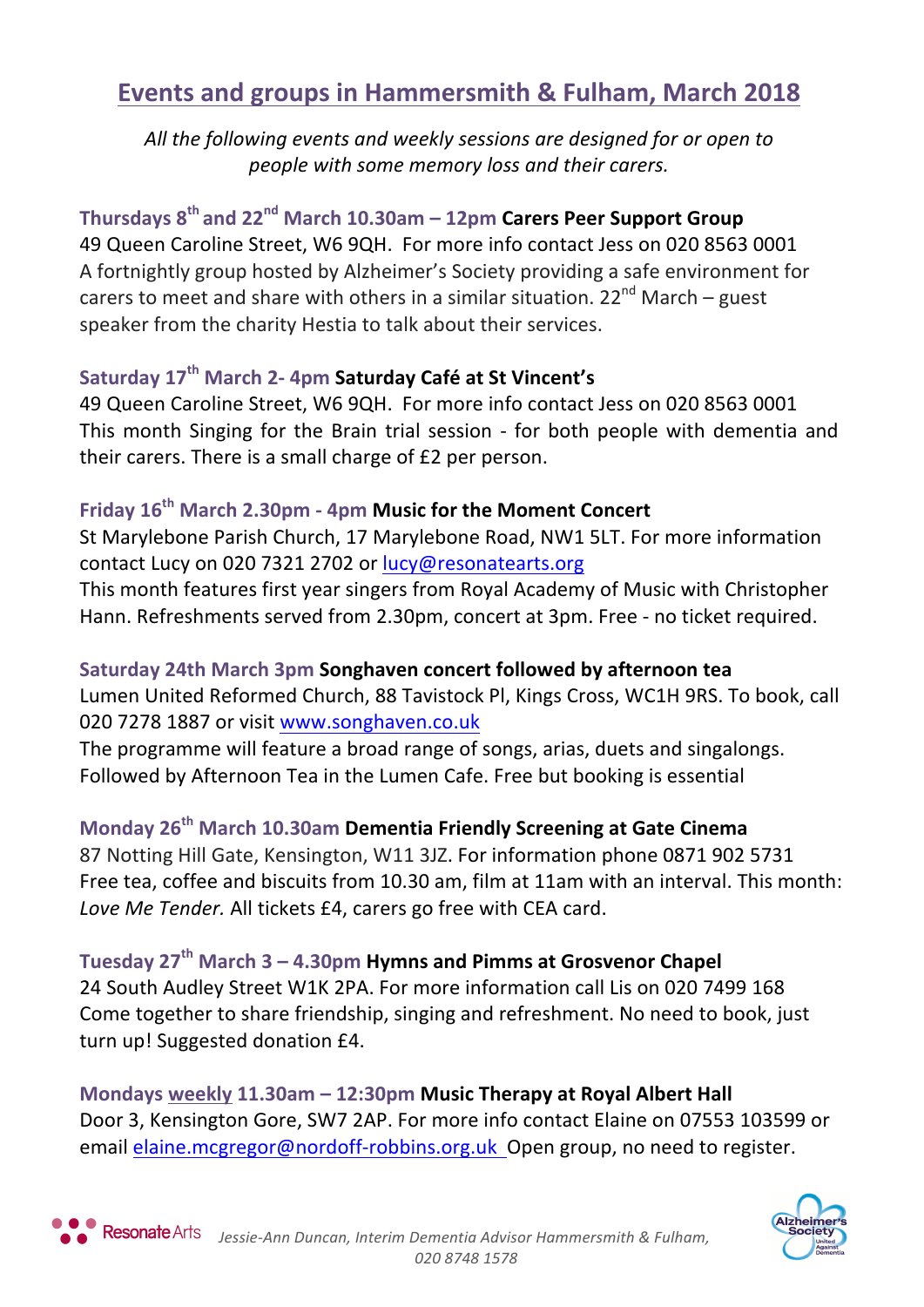# Events and groups in Hammersmith & Fulham, March 2018

*All the following events and weekly sessions are designed for or open to people with some memory loss and their carers.*

**Thursdays 8th and 22nd March 10.30am – 12pm Carers Peer Support Group**
49 Queen Caroline Street, W6 9QH. For more info contact Jess on 020 8563 0001
A fortnightly group hosted by Alzheimer's Society providing a safe environment for carers to meet and share with others in a similar situation. 22nd March – guest speaker from the charity Hestia to talk about their services.

**Saturday 17th March 2- 4pm Saturday Café at St Vincent's**
49 Queen Caroline Street, W6 9QH. For more info contact Jess on 020 8563 0001
This month Singing for the Brain trial session - for both people with dementia and their carers. There is a small charge of £2 per person.

**Friday 16th March 2.30pm - 4pm Music for the Moment Concert**
St Marylebone Parish Church, 17 Marylebone Road, NW1 5LT. For more information contact Lucy on 020 7321 2702 or lucy@resonatearts.org
This month features first year singers from Royal Academy of Music with Christopher Hann. Refreshments served from 2.30pm, concert at 3pm. Free - no ticket required.

**Saturday 24th March 3pm Songhaven concert followed by afternoon tea**
Lumen United Reformed Church, 88 Tavistock Pl, Kings Cross, WC1H 9RS. To book, call 020 7278 1887 or visit www.songhaven.co.uk
The programme will feature a broad range of songs, arias, duets and singalongs. Followed by Afternoon Tea in the Lumen Cafe. Free but booking is essential

**Monday 26th March 10.30am Dementia Friendly Screening at Gate Cinema**
87 Notting Hill Gate, Kensington, W11 3JZ. For information phone 0871 902 5731
Free tea, coffee and biscuits from 10.30 am, film at 11am with an interval. This month: *Love Me Tender.* All tickets £4, carers go free with CEA card.

**Tuesday 27th March 3 – 4.30pm Hymns and Pimms at Grosvenor Chapel**
24 South Audley Street W1K 2PA. For more information call Lis on 020 7499 168
Come together to share friendship, singing and refreshment. No need to book, just turn up! Suggested donation £4.

**Mondays weekly 11.30am – 12:30pm Music Therapy at Royal Albert Hall**
Door 3, Kensington Gore, SW7 2AP. For more info contact Elaine on 07553 103599 or email elaine.mcgregor@nordoff-robbins.org.uk Open group, no need to register.

Resonate Arts *Jessie-Ann Duncan, Interim Dementia Advisor Hammersmith & Fulham, 020 8748 1578*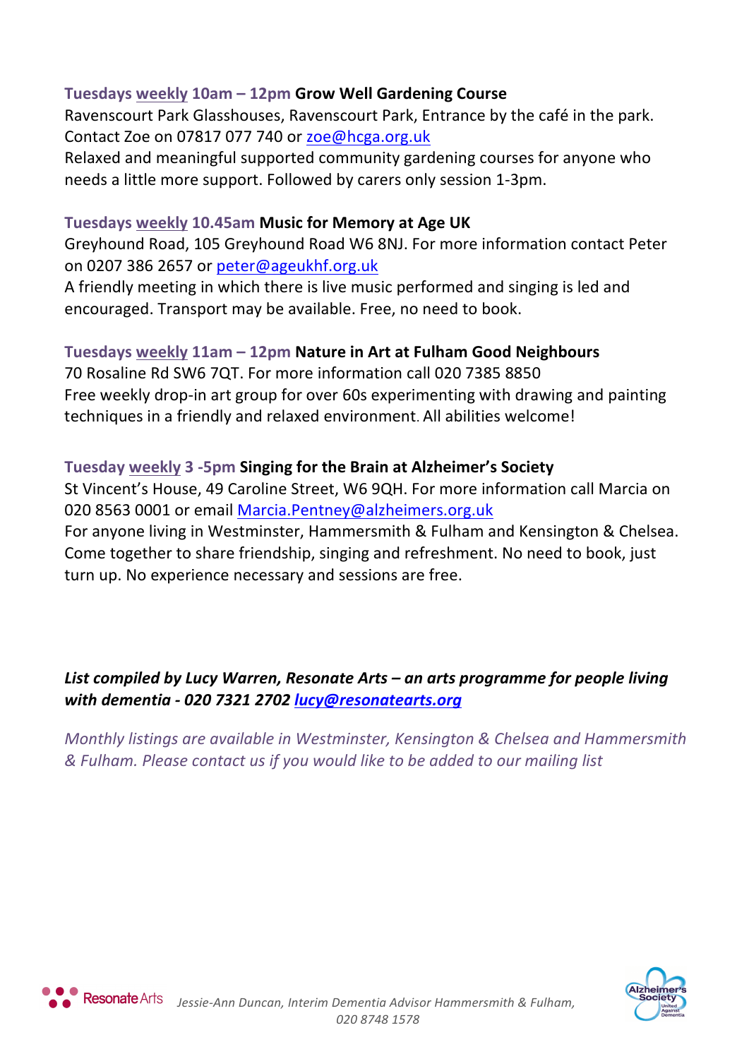**Tuesdays weekly 10am – 12pm Grow Well Gardening Course**
Ravenscourt Park Glasshouses, Ravenscourt Park, Entrance by the café in the park. Contact Zoe on 07817 077 740 or zoe@hcga.org.uk
Relaxed and meaningful supported community gardening courses for anyone who needs a little more support. Followed by carers only session 1-3pm.

**Tuesdays weekly 10.45am Music for Memory at Age UK**
Greyhound Road, 105 Greyhound Road W6 8NJ. For more information contact Peter on 0207 386 2657 or peter@ageukhf.org.uk
A friendly meeting in which there is live music performed and singing is led and encouraged. Transport may be available. Free, no need to book.

**Tuesdays weekly 11am – 12pm Nature in Art at Fulham Good Neighbours**
70 Rosaline Rd SW6 7QT. For more information call 020 7385 8850
Free weekly drop-in art group for over 60s experimenting with drawing and painting techniques in a friendly and relaxed environment. All abilities welcome!

**Tuesday weekly 3 -5pm Singing for the Brain at Alzheimer's Society**
St Vincent's House, 49 Caroline Street, W6 9QH. For more information call Marcia on 020 8563 0001 or email Marcia.Pentney@alzheimers.org.uk
For anyone living in Westminster, Hammersmith & Fulham and Kensington & Chelsea. Come together to share friendship, singing and refreshment. No need to book, just turn up. No experience necessary and sessions are free.

***List compiled by Lucy Warren, Resonate Arts – an arts programme for people living with dementia - 020 7321 2702 lucy@resonatearts.org***

*Monthly listings are available in Westminster, Kensington & Chelsea and Hammersmith & Fulham. Please contact us if you would like to be added to our mailing list*

*Jessie-Ann Duncan, Interim Dementia Advisor Hammersmith & Fulham, 020 8748 1578*